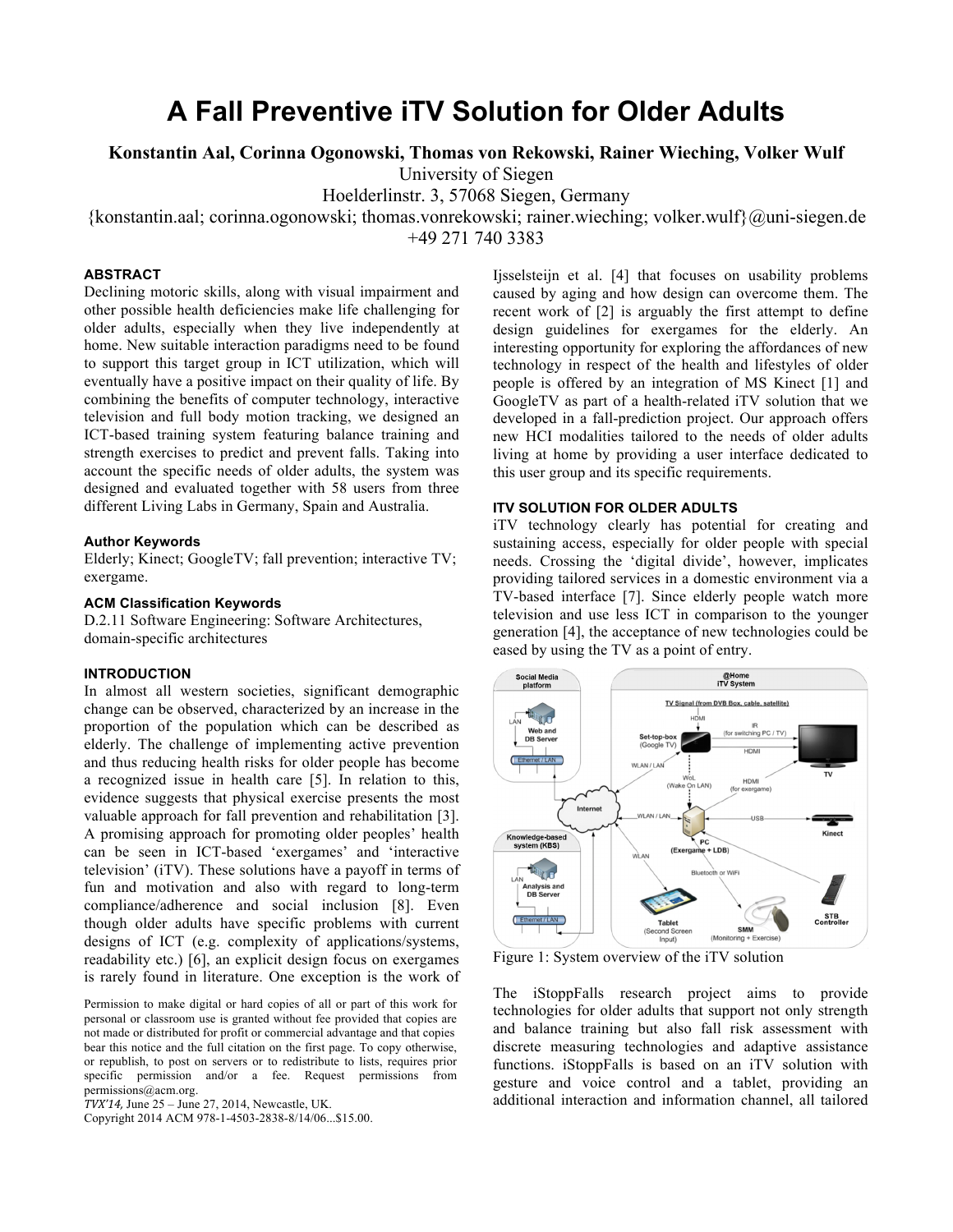# A Fall Preventive iTV Solution for Older Adults

**Konstantin Aal, Corinna Ogonowski, Thomas von Rekowski, Rainer Wieching, Volker Wulf**
University of Siegen
Hoelderlinstr. 3, 57068 Siegen, Germany
{konstantin.aal; corinna.ogonowski; thomas.vonrekowski; rainer.wieching; volker.wulf}@uni-siegen.de
+49 271 740 3383

## ABSTRACT

Declining motoric skills, along with visual impairment and other possible health deficiencies make life challenging for older adults, especially when they live independently at home. New suitable interaction paradigms need to be found to support this target group in ICT utilization, which will eventually have a positive impact on their quality of life. By combining the benefits of computer technology, interactive television and full body motion tracking, we designed an ICT-based training system featuring balance training and strength exercises to predict and prevent falls. Taking into account the specific needs of older adults, the system was designed and evaluated together with 58 users from three different Living Labs in Germany, Spain and Australia.

### Author Keywords

Elderly; Kinect; GoogleTV; fall prevention; interactive TV; exergame.

### ACM Classification Keywords

D.2.11 Software Engineering: Software Architectures, domain-specific architectures

## INTRODUCTION

In almost all western societies, significant demographic change can be observed, characterized by an increase in the proportion of the population which can be described as elderly. The challenge of implementing active prevention and thus reducing health risks for older people has become a recognized issue in health care [5]. In relation to this, evidence suggests that physical exercise presents the most valuable approach for fall prevention and rehabilitation [3]. A promising approach for promoting older peoples' health can be seen in ICT-based 'exergames' and 'interactive television' (iTV). These solutions have a payoff in terms of fun and motivation and also with regard to long-term compliance/adherence and social inclusion [8]. Even though older adults have specific problems with current designs of ICT (e.g. complexity of applications/systems, readability etc.) [6], an explicit design focus on exergames is rarely found in literature. One exception is the work of Ijsselsteijn et al. [4] that focuses on usability problems caused by aging and how design can overcome them. The recent work of [2] is arguably the first attempt to define design guidelines for exergames for the elderly. An interesting opportunity for exploring the affordances of new technology in respect of the health and lifestyles of older people is offered by an integration of MS Kinect [1] and GoogleTV as part of a health-related iTV solution that we developed in a fall-prediction project. Our approach offers new HCI modalities tailored to the needs of older adults living at home by providing a user interface dedicated to this user group and its specific requirements.

Permission to make digital or hard copies of all or part of this work for personal or classroom use is granted without fee provided that copies are not made or distributed for profit or commercial advantage and that copies bear this notice and the full citation on the first page. To copy otherwise, or republish, to post on servers or to redistribute to lists, requires prior specific permission and/or a fee. Request permissions from permissions@acm.org.
*TVX'14,* June 25 – June 27, 2014, Newcastle, UK.
Copyright 2014 ACM 978-1-4503-2838-8/14/06...$15.00.

## ITV SOLUTION FOR OLDER ADULTS

iTV technology clearly has potential for creating and sustaining access, especially for older people with special needs. Crossing the 'digital divide', however, implicates providing tailored services in a domestic environment via a TV-based interface [7]. Since elderly people watch more television and use less ICT in comparison to the younger generation [4], the acceptance of new technologies could be eased by using the TV as a point of entry.

Figure 1: System overview of the iTV solution

The iStoppFalls research project aims to provide technologies for older adults that support not only strength and balance training but also fall risk assessment with discrete measuring technologies and adaptive assistance functions. iStoppFalls is based on an iTV solution with gesture and voice control and a tablet, providing an additional interaction and information channel, all tailored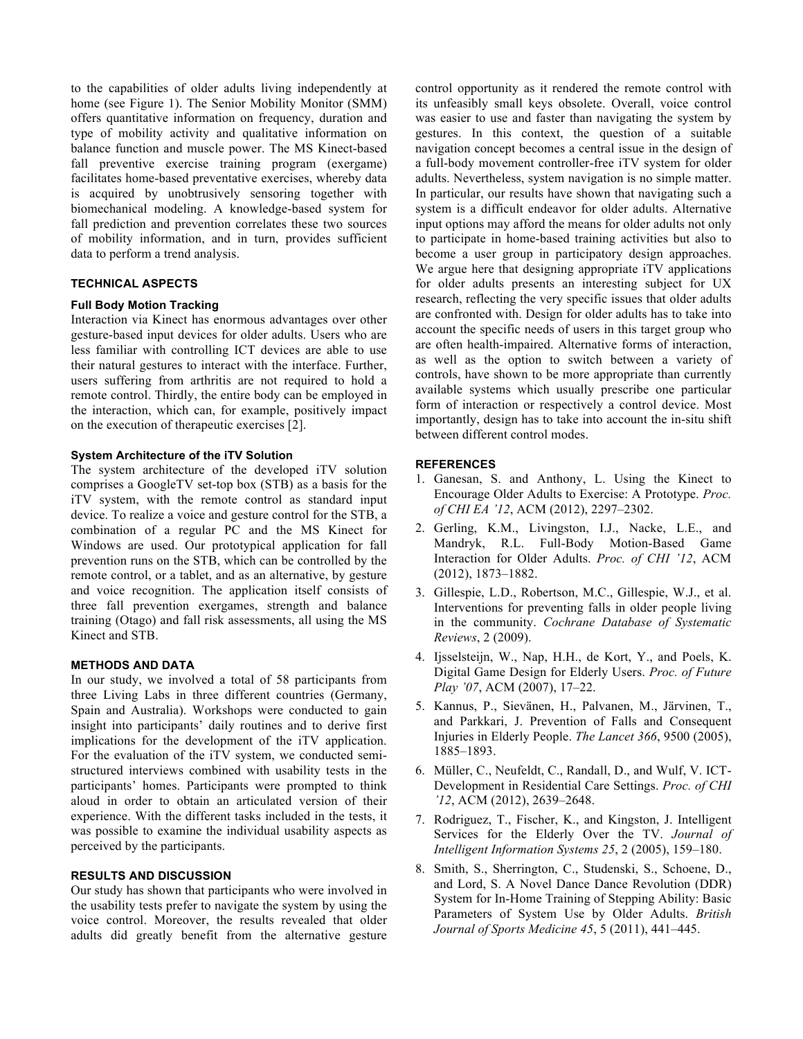to the capabilities of older adults living independently at home (see Figure 1). The Senior Mobility Monitor (SMM) offers quantitative information on frequency, duration and type of mobility activity and qualitative information on balance function and muscle power. The MS Kinect-based fall preventive exercise training program (exergame) facilitates home-based preventative exercises, whereby data is acquired by unobtrusively sensoring together with biomechanical modeling. A knowledge-based system for fall prediction and prevention correlates these two sources of mobility information, and in turn, provides sufficient data to perform a trend analysis.

## TECHNICAL ASPECTS

### Full Body Motion Tracking

Interaction via Kinect has enormous advantages over other gesture-based input devices for older adults. Users who are less familiar with controlling ICT devices are able to use their natural gestures to interact with the interface. Further, users suffering from arthritis are not required to hold a remote control. Thirdly, the entire body can be employed in the interaction, which can, for example, positively impact on the execution of therapeutic exercises [2].

### System Architecture of the iTV Solution

The system architecture of the developed iTV solution comprises a GoogleTV set-top box (STB) as a basis for the iTV system, with the remote control as standard input device. To realize a voice and gesture control for the STB, a combination of a regular PC and the MS Kinect for Windows are used. Our prototypical application for fall prevention runs on the STB, which can be controlled by the remote control, or a tablet, and as an alternative, by gesture and voice recognition. The application itself consists of three fall prevention exergames, strength and balance training (Otago) and fall risk assessments, all using the MS Kinect and STB.

## METHODS AND DATA

In our study, we involved a total of 58 participants from three Living Labs in three different countries (Germany, Spain and Australia). Workshops were conducted to gain insight into participants' daily routines and to derive first implications for the development of the iTV application. For the evaluation of the iTV system, we conducted semi-structured interviews combined with usability tests in the participants' homes. Participants were prompted to think aloud in order to obtain an articulated version of their experience. With the different tasks included in the tests, it was possible to examine the individual usability aspects as perceived by the participants.

## RESULTS AND DISCUSSION

Our study has shown that participants who were involved in the usability tests prefer to navigate the system by using the voice control. Moreover, the results revealed that older adults did greatly benefit from the alternative gesture control opportunity as it rendered the remote control with its unfeasibly small keys obsolete. Overall, voice control was easier to use and faster than navigating the system by gestures. In this context, the question of a suitable navigation concept becomes a central issue in the design of a full-body movement controller-free iTV system for older adults. Nevertheless, system navigation is no simple matter. In particular, our results have shown that navigating such a system is a difficult endeavor for older adults. Alternative input options may afford the means for older adults not only to participate in home-based training activities but also to become a user group in participatory design approaches. We argue here that designing appropriate iTV applications for older adults presents an interesting subject for UX research, reflecting the very specific issues that older adults are confronted with. Design for older adults has to take into account the specific needs of users in this target group who are often health-impaired. Alternative forms of interaction, as well as the option to switch between a variety of controls, have shown to be more appropriate than currently available systems which usually prescribe one particular form of interaction or respectively a control device. Most importantly, design has to take into account the in-situ shift between different control modes.

## REFERENCES

1. Ganesan, S. and Anthony, L. Using the Kinect to Encourage Older Adults to Exercise: A Prototype. *Proc. of CHI EA '12*, ACM (2012), 2297–2302.
2. Gerling, K.M., Livingston, I.J., Nacke, L.E., and Mandryk, R.L. Full-Body Motion-Based Game Interaction for Older Adults. *Proc. of CHI '12*, ACM (2012), 1873–1882.
3. Gillespie, L.D., Robertson, M.C., Gillespie, W.J., et al. Interventions for preventing falls in older people living in the community. *Cochrane Database of Systematic Reviews*, 2 (2009).
4. Ijsselsteijn, W., Nap, H.H., de Kort, Y., and Poels, K. Digital Game Design for Elderly Users. *Proc. of Future Play '07*, ACM (2007), 17–22.
5. Kannus, P., Sievänen, H., Palvanen, M., Järvinen, T., and Parkkari, J. Prevention of Falls and Consequent Injuries in Elderly People. *The Lancet 366*, 9500 (2005), 1885–1893.
6. Müller, C., Neufeldt, C., Randall, D., and Wulf, V. ICT-Development in Residential Care Settings. *Proc. of CHI '12*, ACM (2012), 2639–2648.
7. Rodriguez, T., Fischer, K., and Kingston, J. Intelligent Services for the Elderly Over the TV. *Journal of Intelligent Information Systems 25*, 2 (2005), 159–180.
8. Smith, S., Sherrington, C., Studenski, S., Schoene, D., and Lord, S. A Novel Dance Dance Revolution (DDR) System for In-Home Training of Stepping Ability: Basic Parameters of System Use by Older Adults. *British Journal of Sports Medicine 45*, 5 (2011), 441–445.